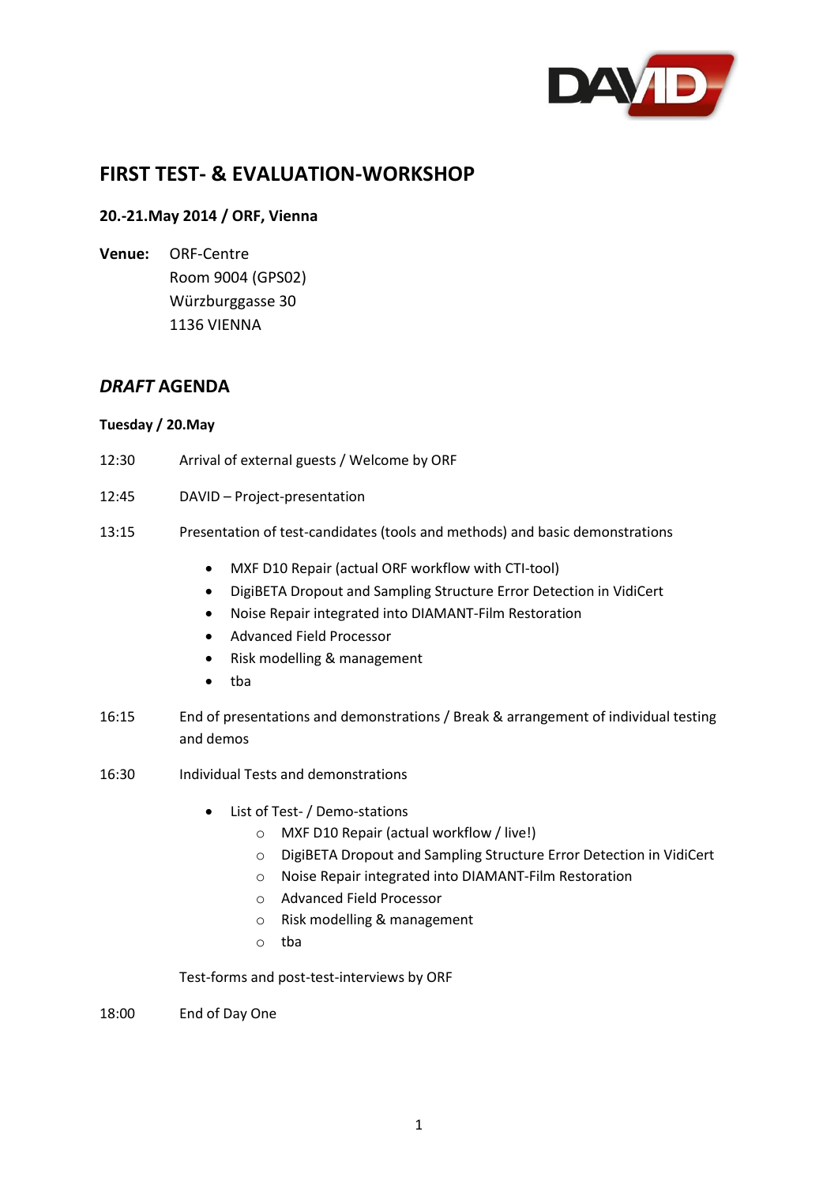# FIRST TEST- & EVALUATION-WORKSHOP

**20.-21.May 2014 / ORF, Vienna**

**Venue:** ORF-Centre
Room 9004 (GPS02)
Würzburggasse 30
1136 VIENNA

## *DRAFT* AGENDA

**Tuesday / 20.May**

12:30 Arrival of external guests / Welcome by ORF

12:45 DAVID – Project-presentation

13:15 Presentation of test-candidates (tools and methods) and basic demonstrations

- MXF D10 Repair (actual ORF workflow with CTI-tool)
- DigiBETA Dropout and Sampling Structure Error Detection in VidiCert
- Noise Repair integrated into DIAMANT-Film Restoration
- Advanced Field Processor
- Risk modelling & management
- tba

16:15 End of presentations and demonstrations / Break & arrangement of individual testing and demos

16:30 Individual Tests and demonstrations

- List of Test- / Demo-stations
  - MXF D10 Repair (actual workflow / live!)
  - DigiBETA Dropout and Sampling Structure Error Detection in VidiCert
  - Noise Repair integrated into DIAMANT-Film Restoration
  - Advanced Field Processor
  - Risk modelling & management
  - tba

Test-forms and post-test-interviews by ORF

18:00 End of Day One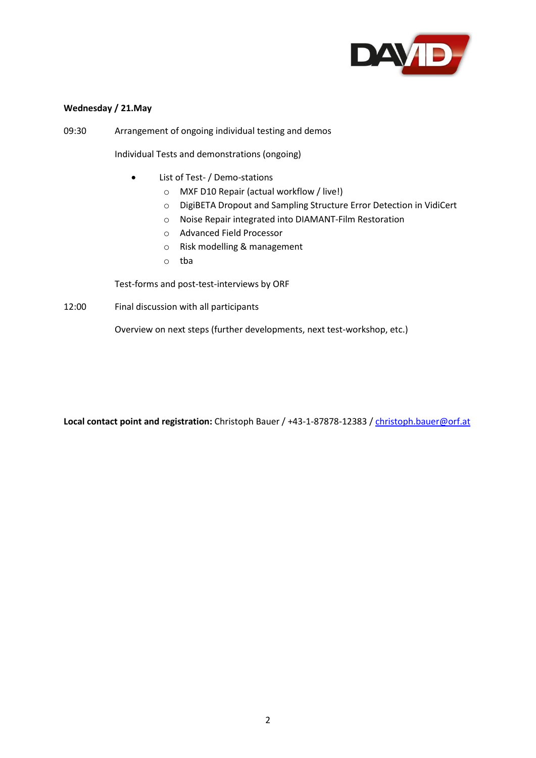**Wednesday / 21.May**

09:30 Arrangement of ongoing individual testing and demos

Individual Tests and demonstrations (ongoing)

- List of Test- / Demo-stations
  - MXF D10 Repair (actual workflow / live!)
  - DigiBETA Dropout and Sampling Structure Error Detection in VidiCert
  - Noise Repair integrated into DIAMANT-Film Restoration
  - Advanced Field Processor
  - Risk modelling & management
  - tba

Test-forms and post-test-interviews by ORF

12:00 Final discussion with all participants

Overview on next steps (further developments, next test-workshop, etc.)

**Local contact point and registration:** Christoph Bauer / +43-1-87878-12383 / christoph.bauer@orf.at